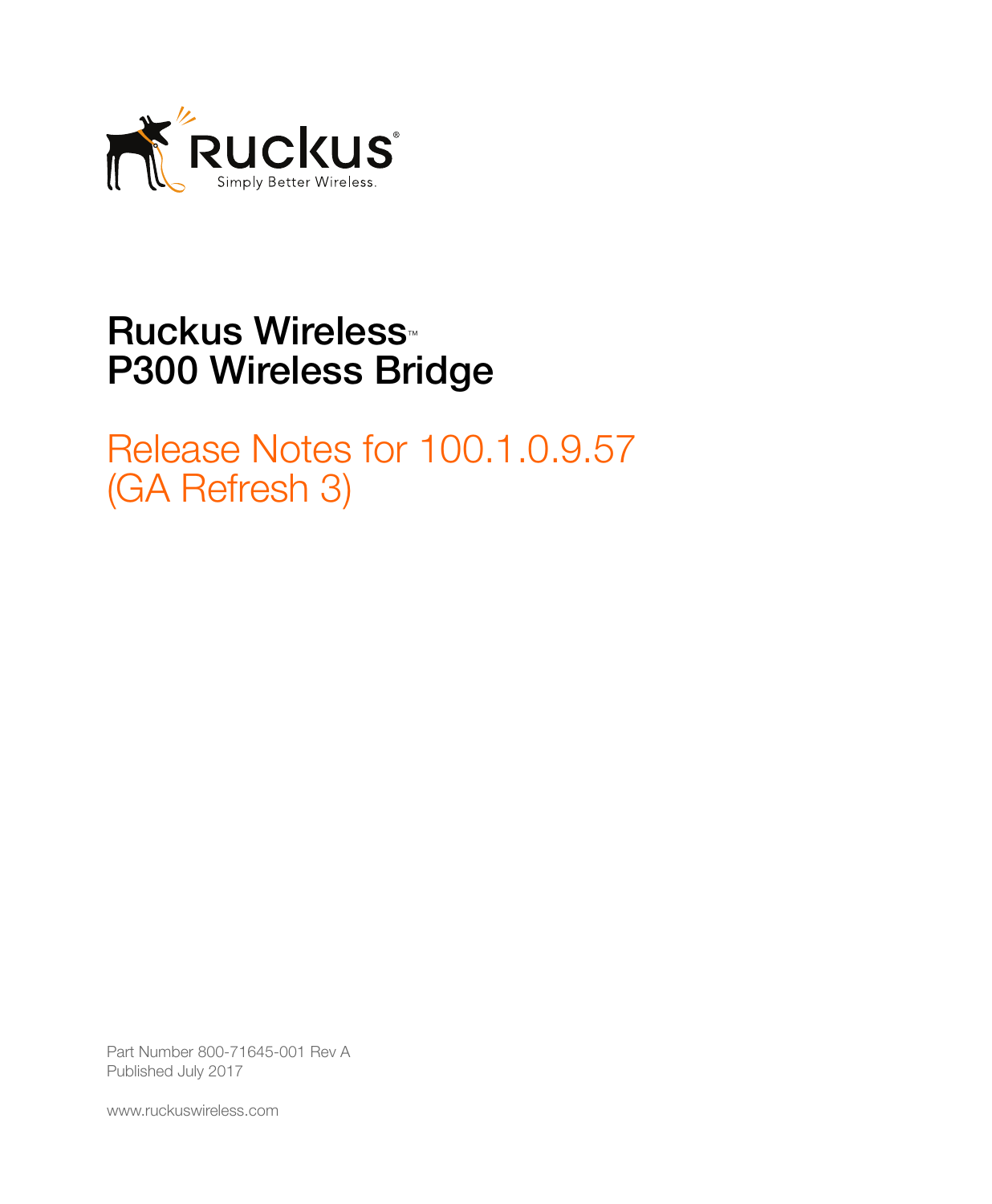Ruckus®

Simply Better Wireless.

# Ruckus Wireless™ P300 Wireless Bridge

## Release Notes for 100.1.0.9.57 (GA Refresh 3)

Part Number 800-71645-001 Rev A

Published July 2017

www.ruckuswireless.com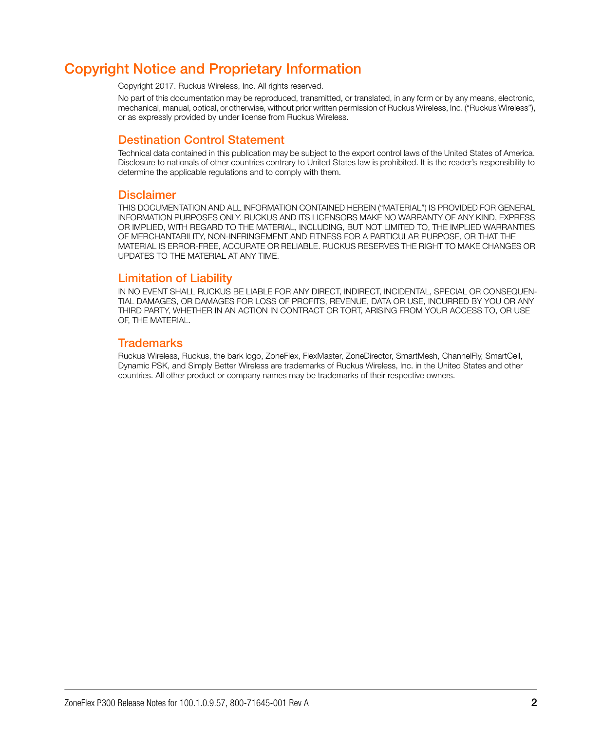# Copyright Notice and Proprietary Information

Copyright 2017. Ruckus Wireless, Inc. All rights reserved.

No part of this documentation may be reproduced, transmitted, or translated, in any form or by any means, electronic, mechanical, manual, optical, or otherwise, without prior written permission of Ruckus Wireless, Inc. ("Ruckus Wireless"), or as expressly provided by under license from Ruckus Wireless.

## Destination Control Statement

Technical data contained in this publication may be subject to the export control laws of the United States of America. Disclosure to nationals of other countries contrary to United States law is prohibited. It is the reader's responsibility to determine the applicable regulations and to comply with them.

## Disclaimer

THIS DOCUMENTATION AND ALL INFORMATION CONTAINED HEREIN ("MATERIAL") IS PROVIDED FOR GENERAL INFORMATION PURPOSES ONLY. RUCKUS AND ITS LICENSORS MAKE NO WARRANTY OF ANY KIND, EXPRESS OR IMPLIED, WITH REGARD TO THE MATERIAL, INCLUDING, BUT NOT LIMITED TO, THE IMPLIED WARRANTIES OF MERCHANTABILITY, NON-INFRINGEMENT AND FITNESS FOR A PARTICULAR PURPOSE, OR THAT THE MATERIAL IS ERROR-FREE, ACCURATE OR RELIABLE. RUCKUS RESERVES THE RIGHT TO MAKE CHANGES OR UPDATES TO THE MATERIAL AT ANY TIME.

## Limitation of Liability

IN NO EVENT SHALL RUCKUS BE LIABLE FOR ANY DIRECT, INDIRECT, INCIDENTAL, SPECIAL OR CONSEQUENTIAL DAMAGES, OR DAMAGES FOR LOSS OF PROFITS, REVENUE, DATA OR USE, INCURRED BY YOU OR ANY THIRD PARTY, WHETHER IN AN ACTION IN CONTRACT OR TORT, ARISING FROM YOUR ACCESS TO, OR USE OF, THE MATERIAL.

## Trademarks

Ruckus Wireless, Ruckus, the bark logo, ZoneFlex, FlexMaster, ZoneDirector, SmartMesh, ChannelFly, SmartCell, Dynamic PSK, and Simply Better Wireless are trademarks of Ruckus Wireless, Inc. in the United States and other countries. All other product or company names may be trademarks of their respective owners.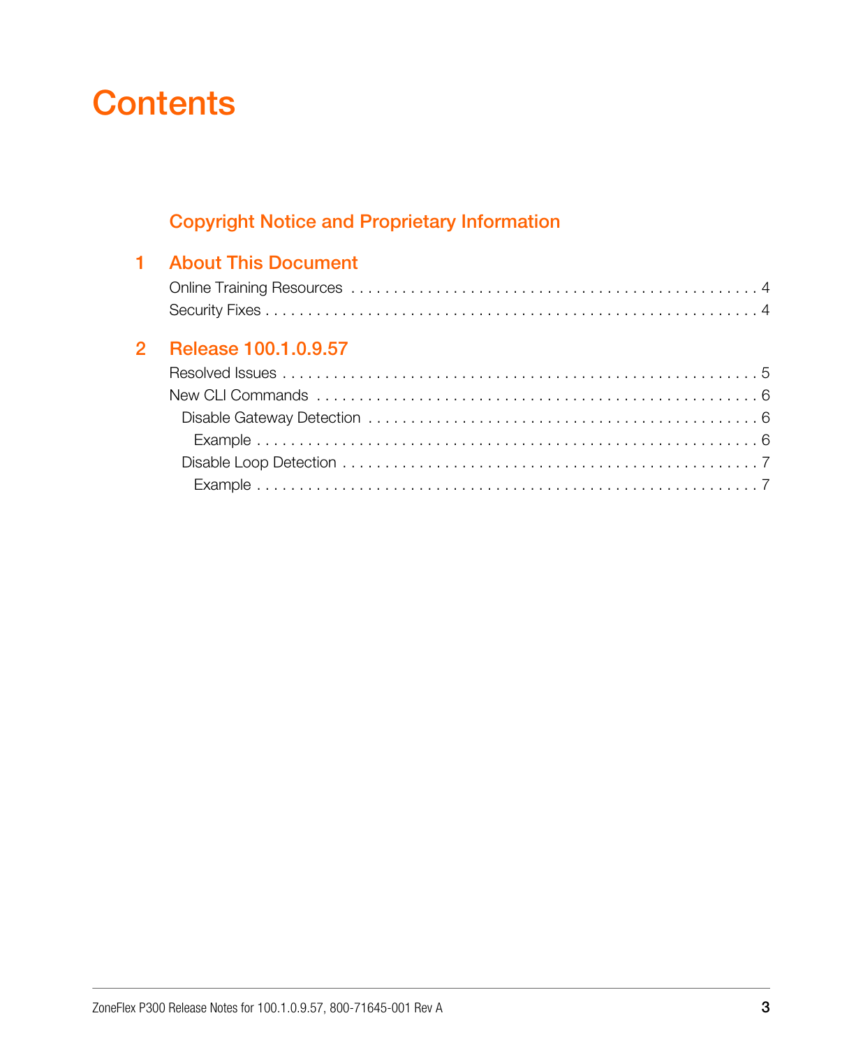# Contents

**Copyright Notice and Proprietary Information**

**1 About This Document**

Online Training Resources . . . . . . . . . . . . . . . . . . . . . . . . . . . . . . . . . . . . . . . . . . . . 4
Security Fixes . . . . . . . . . . . . . . . . . . . . . . . . . . . . . . . . . . . . . . . . . . . . . . . . . . . . 4

**2 Release 100.1.0.9.57**

Resolved Issues . . . . . . . . . . . . . . . . . . . . . . . . . . . . . . . . . . . . . . . . . . . . . . . . . . 5
New CLI Commands . . . . . . . . . . . . . . . . . . . . . . . . . . . . . . . . . . . . . . . . . . . . . . 6
  Disable Gateway Detection . . . . . . . . . . . . . . . . . . . . . . . . . . . . . . . . . . . . . . . . 6
    Example . . . . . . . . . . . . . . . . . . . . . . . . . . . . . . . . . . . . . . . . . . . . . . . . . . 6
  Disable Loop Detection . . . . . . . . . . . . . . . . . . . . . . . . . . . . . . . . . . . . . . . . . . 7
    Example . . . . . . . . . . . . . . . . . . . . . . . . . . . . . . . . . . . . . . . . . . . . . . . . . . 7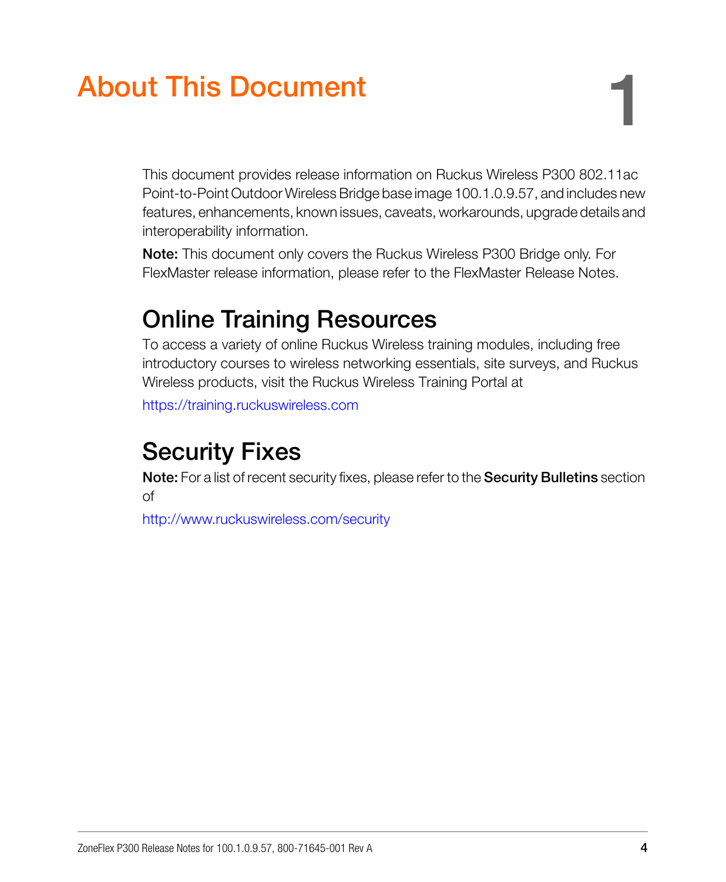# About This Document

This document provides release information on Ruckus Wireless P300 802.11ac Point-to-Point Outdoor Wireless Bridge base image 100.1.0.9.57, and includes new features, enhancements, known issues, caveats, workarounds, upgrade details and interoperability information.

**Note:** This document only covers the Ruckus Wireless P300 Bridge only. For FlexMaster release information, please refer to the FlexMaster Release Notes.

## Online Training Resources

To access a variety of online Ruckus Wireless training modules, including free introductory courses to wireless networking essentials, site surveys, and Ruckus Wireless products, visit the Ruckus Wireless Training Portal at

https://training.ruckuswireless.com

## Security Fixes

**Note:** For a list of recent security fixes, please refer to the **Security Bulletins** section of

http://www.ruckuswireless.com/security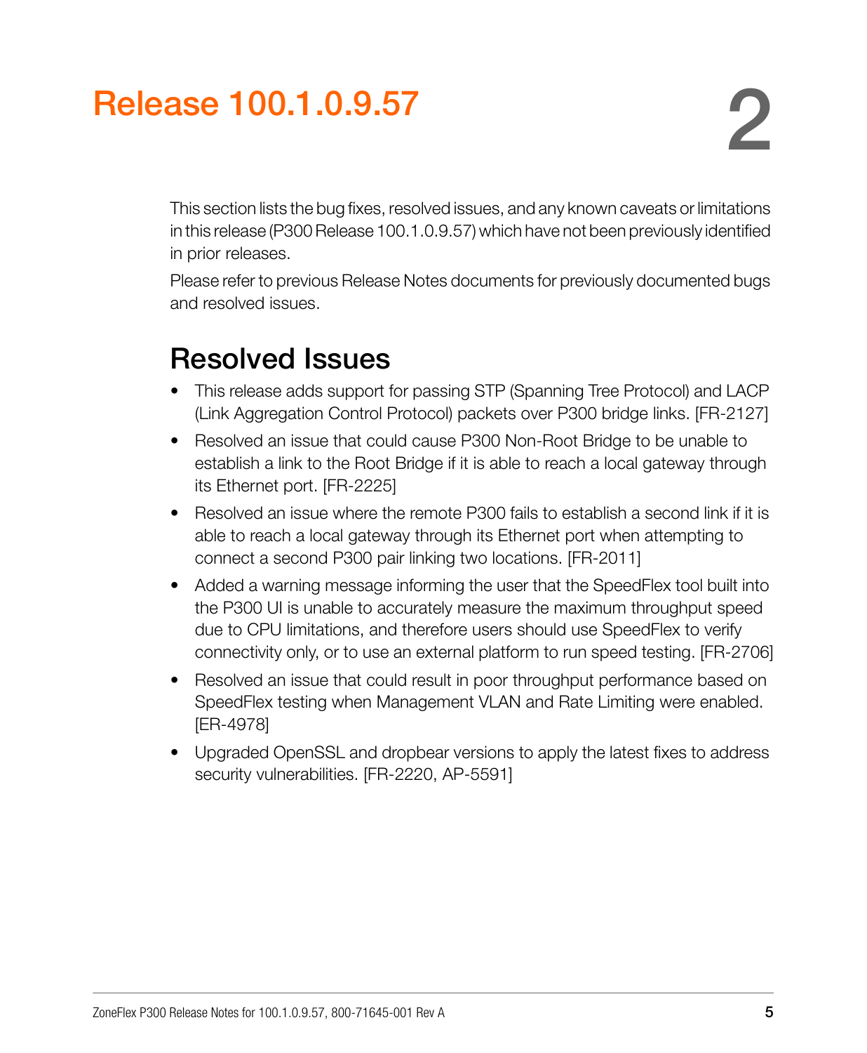# Release 100.1.0.9.57

2

This section lists the bug fixes, resolved issues, and any known caveats or limitations in this release (P300 Release 100.1.0.9.57) which have not been previously identified in prior releases.

Please refer to previous Release Notes documents for previously documented bugs and resolved issues.

## Resolved Issues

- This release adds support for passing STP (Spanning Tree Protocol) and LACP (Link Aggregation Control Protocol) packets over P300 bridge links. [FR-2127]
- Resolved an issue that could cause P300 Non-Root Bridge to be unable to establish a link to the Root Bridge if it is able to reach a local gateway through its Ethernet port. [FR-2225]
- Resolved an issue where the remote P300 fails to establish a second link if it is able to reach a local gateway through its Ethernet port when attempting to connect a second P300 pair linking two locations. [FR-2011]
- Added a warning message informing the user that the SpeedFlex tool built into the P300 UI is unable to accurately measure the maximum throughput speed due to CPU limitations, and therefore users should use SpeedFlex to verify connectivity only, or to use an external platform to run speed testing. [FR-2706]
- Resolved an issue that could result in poor throughput performance based on SpeedFlex testing when Management VLAN and Rate Limiting were enabled. [ER-4978]
- Upgraded OpenSSL and dropbear versions to apply the latest fixes to address security vulnerabilities. [FR-2220, AP-5591]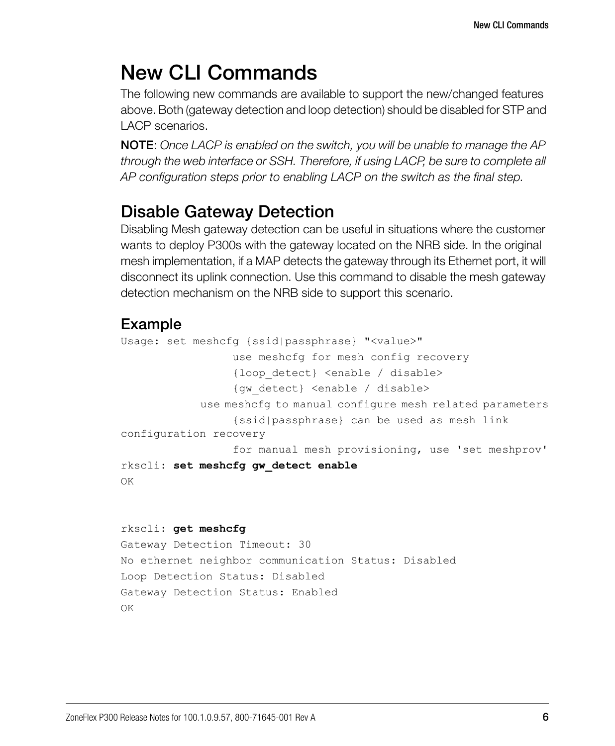# New CLI Commands

The following new commands are available to support the new/changed features above. Both (gateway detection and loop detection) should be disabled for STP and LACP scenarios.

**NOTE**: *Once LACP is enabled on the switch, you will be unable to manage the AP through the web interface or SSH. Therefore, if using LACP, be sure to complete all AP configuration steps prior to enabling LACP on the switch as the final step.*

## Disable Gateway Detection

Disabling Mesh gateway detection can be useful in situations where the customer wants to deploy P300s with the gateway located on the NRB side. In the original mesh implementation, if a MAP detects the gateway through its Ethernet port, it will disconnect its uplink connection. Use this command to disable the mesh gateway detection mechanism on the NRB side to support this scenario.

### Example

```
Usage: set meshcfg {ssid|passphrase} "<value>"
                 use meshcfg for mesh config recovery
                 {loop_detect} <enable / disable>
                 {gw_detect} <enable / disable>
            use meshcfg to manual configure mesh related parameters
                 {ssid|passphrase} can be used as mesh link
configuration recovery
                 for manual mesh provisioning, use 'set meshprov'
rkscli: set meshcfg gw_detect enable
OK


rkscli: get meshcfg
Gateway Detection Timeout: 30
No ethernet neighbor communication Status: Disabled
Loop Detection Status: Disabled
Gateway Detection Status: Enabled
OK
```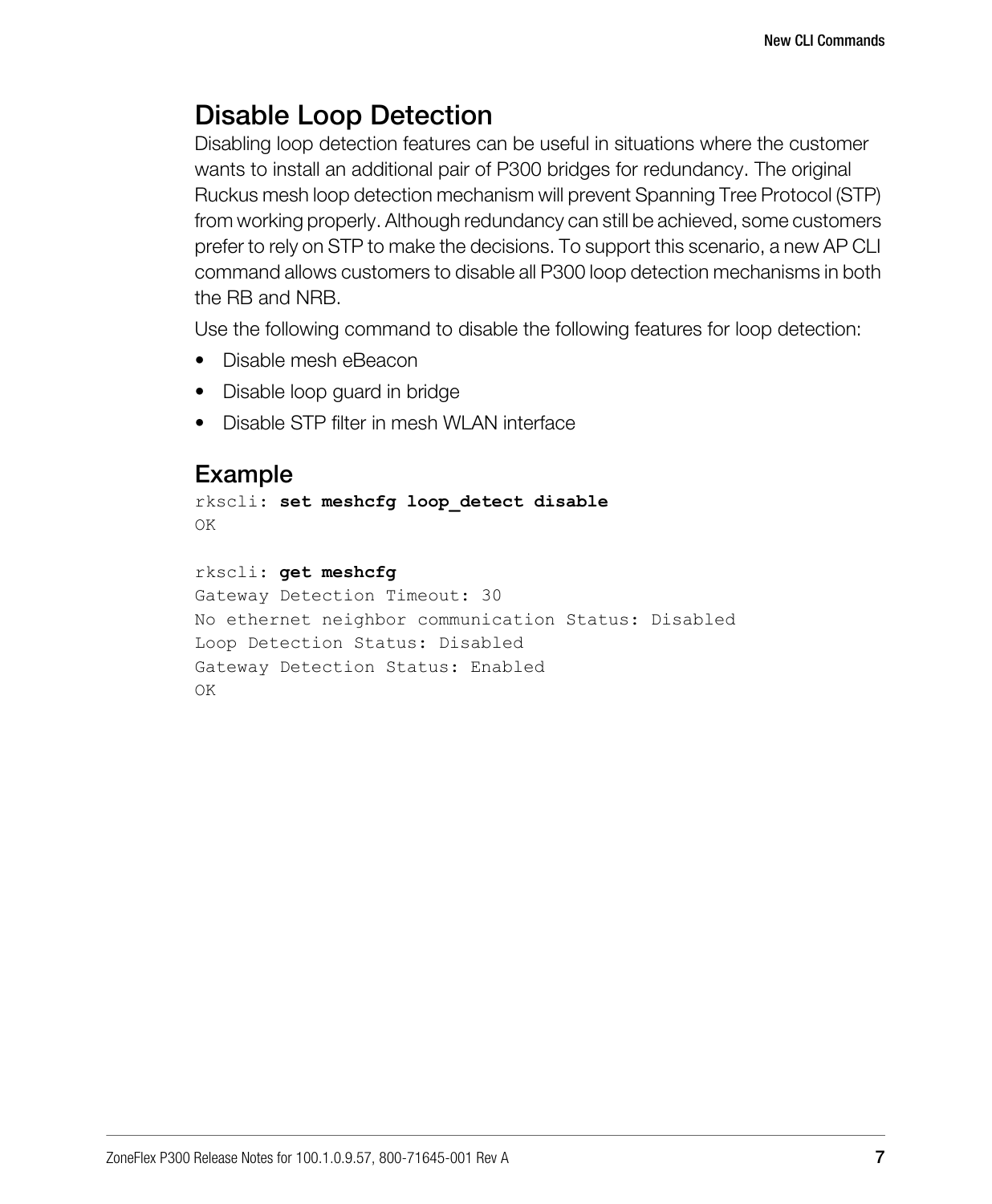## Disable Loop Detection

Disabling loop detection features can be useful in situations where the customer wants to install an additional pair of P300 bridges for redundancy. The original Ruckus mesh loop detection mechanism will prevent Spanning Tree Protocol (STP) from working properly. Although redundancy can still be achieved, some customers prefer to rely on STP to make the decisions. To support this scenario, a new AP CLI command allows customers to disable all P300 loop detection mechanisms in both the RB and NRB.

Use the following command to disable the following features for loop detection:

- Disable mesh eBeacon
- Disable loop guard in bridge
- Disable STP filter in mesh WLAN interface

### Example

```
rkscli: set meshcfg loop_detect disable
OK

rkscli: get meshcfg
Gateway Detection Timeout: 30
No ethernet neighbor communication Status: Disabled
Loop Detection Status: Disabled
Gateway Detection Status: Enabled
OK
```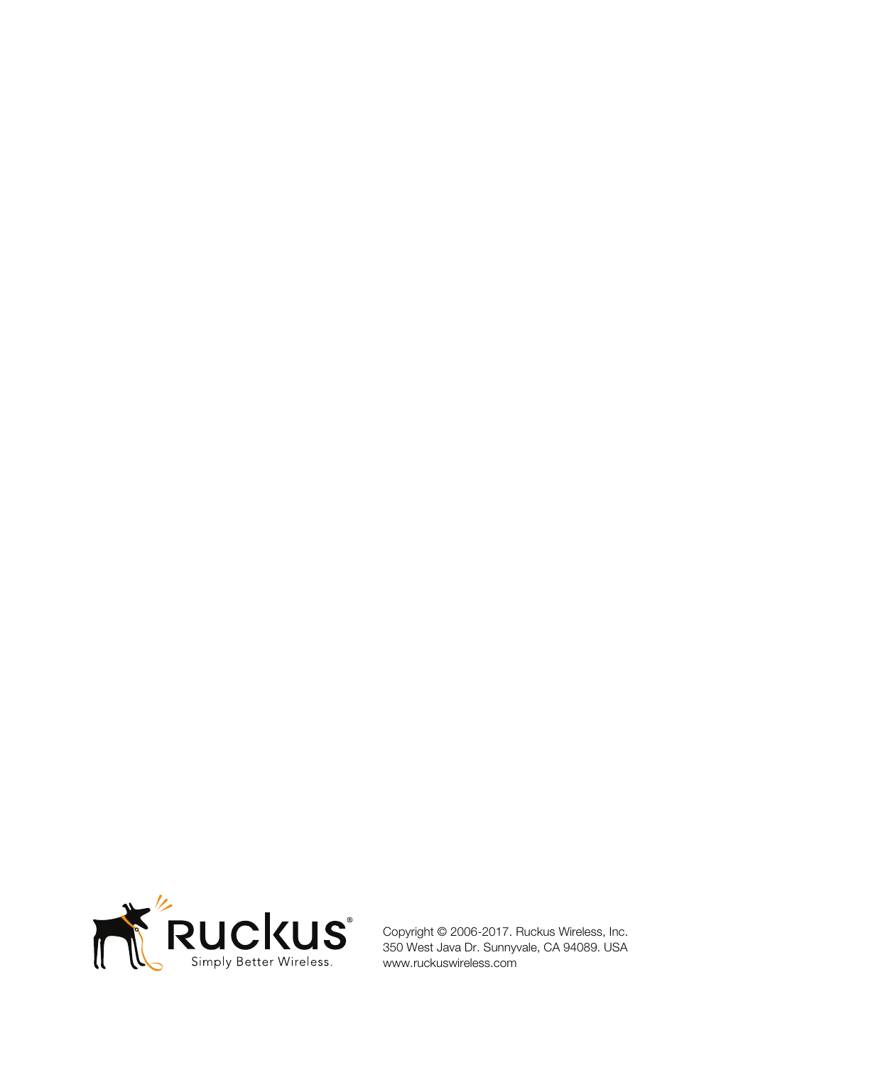Ruckus

Simply Better Wireless.

Copyright © 2006-2017. Ruckus Wireless, Inc.
350 West Java Dr. Sunnyvale, CA 94089. USA
www.ruckuswireless.com